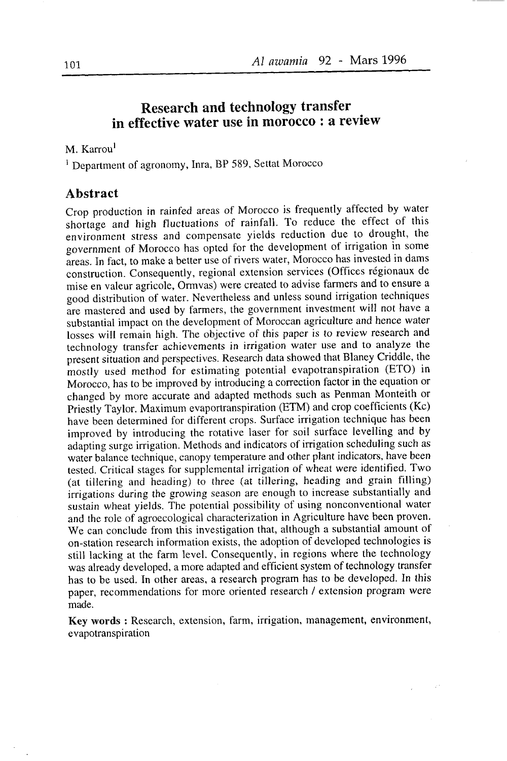# Research and technology transfer in effective water use in morocco : a review

M. Karrou[1]

[1] Department of agronomy, Inra, BP 589, Settat Morocco

## Abstract

Crop production in rainfed areas of Morocco is frequently affected by water shortage and high fluctuations of rainfall. To reduce the effect of this environment stress and compensate yields reduction due to drought, the government of Morocco has opted for the development of irrigation in some areas. In fact, to make a better use of rivers water, Morocco has invested in dams construction. Consequently, regional extension services (Offices régionaux de mise en valeur agricole, Ormvas) were created to advise farmers and to ensure a good distribution of water. Nevertheless and unless sound irrigation techniques are mastered and used by farmers, the government investment will not have a substantial impact on the development of Moroccan agriculture and hence water losses will remain high. The objective of this paper is to review research and technology transfer achievements in irrigation water use and to analyze the present situation and perspectives. Research data showed that Blaney Criddle, the mostly used method for estimating potential evapotranspiration (ETO) in Morocco, has to be improved by introducing a correction factor in the equation or changed by more accurate and adapted methods such as Penman Monteith or Priestly Taylor. Maximum evaportranspiration (ETM) and crop coefficients (Kc) have been determined for different crops. Surface irrigation technique has been improved by introducing the rotative laser for soil surface levelling and by adapting surge irrigation. Methods and indicators of irrigation scheduling such as water balance technique, canopy temperature and other plant indicators, have been tested. Critical stages for supplemental irrigation of wheat were identified. Two (at tillering and heading) to three (at tillering, heading and grain filling) irrigations during the growing season are enough to increase substantially and sustain wheat yields. The potential possibility of using nonconventional water and the role of agroecological characterization in Agriculture have been proven. We can conclude from this investigation that, although a substantial amount of on-station research information exists, the adoption of developed technologies is still lacking at the farm level. Consequently, in regions where the technology was already developed, a more adapted and efficient system of technology transfer has to be used. In other areas, a research program has to be developed. In this paper, recommendations for more oriented research / extension program were made.

**Key words :** Research, extension, farm, irrigation, management, environment, evapotranspiration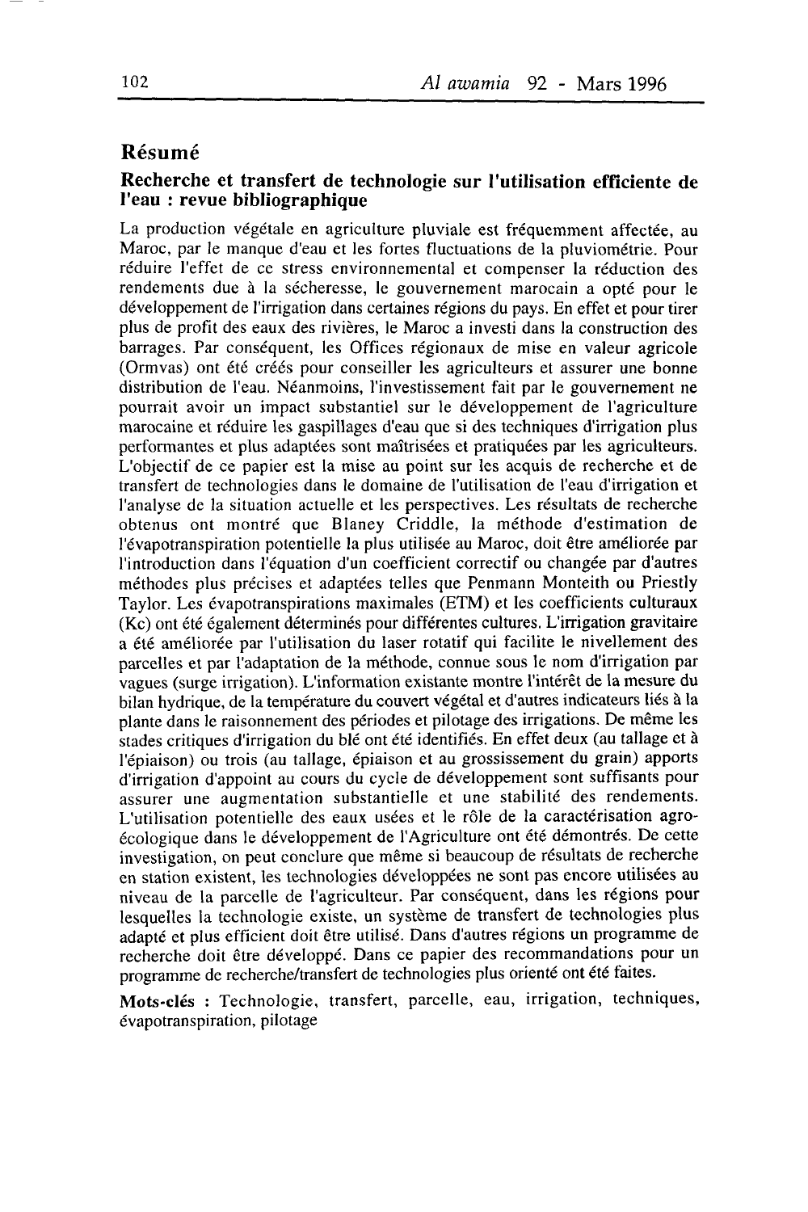## Résumé

### Recherche et transfert de technologie sur l'utilisation efficiente de l'eau : revue bibliographique

La production végétale en agriculture pluviale est fréquemment affectée, au Maroc, par le manque d'eau et les fortes fluctuations de la pluviométrie. Pour réduire l'effet de ce stress environnemental et compenser la réduction des rendements due à la sécheresse, le gouvernement marocain a opté pour le développement de l'irrigation dans certaines régions du pays. En effet et pour tirer plus de profit des eaux des rivières, le Maroc a investi dans la construction des barrages. Par conséquent, les Offices régionaux de mise en valeur agricole (Ormvas) ont été créés pour conseiller les agriculteurs et assurer une bonne distribution de l'eau. Néanmoins, l'investissement fait par le gouvernement ne pourrait avoir un impact substantiel sur le développement de l'agriculture marocaine et réduire les gaspillages d'eau que si des techniques d'irrigation plus performantes et plus adaptées sont maîtrisées et pratiquées par les agriculteurs. L'objectif de ce papier est la mise au point sur les acquis de recherche et de transfert de technologies dans le domaine de l'utilisation de l'eau d'irrigation et l'analyse de la situation actuelle et les perspectives. Les résultats de recherche obtenus ont montré que Blaney Criddle, la méthode d'estimation de l'évapotranspiration potentielle la plus utilisée au Maroc, doit être améliorée par l'introduction dans l'équation d'un coefficient correctif ou changée par d'autres méthodes plus précises et adaptées telles que Penmann Monteith ou Priestly Taylor. Les évapotranspirations maximales (ETM) et les coefficients culturaux (Kc) ont été également déterminés pour différentes cultures. L'irrigation gravitaire a été améliorée par l'utilisation du laser rotatif qui facilite le nivellement des parcelles et par l'adaptation de la méthode, connue sous le nom d'irrigation par vagues (surge irrigation). L'information existante montre l'intérêt de la mesure du bilan hydrique, de la température du couvert végétal et d'autres indicateurs liés à la plante dans le raisonnement des périodes et pilotage des irrigations. De même les stades critiques d'irrigation du blé ont été identifiés. En effet deux (au tallage et à l'épiaison) ou trois (au tallage, épiaison et au grossissement du grain) apports d'irrigation d'appoint au cours du cycle de développement sont suffisants pour assurer une augmentation substantielle et une stabilité des rendements. L'utilisation potentielle des eaux usées et le rôle de la caractérisation agro-écologique dans le développement de l'Agriculture ont été démontrés. De cette investigation, on peut conclure que même si beaucoup de résultats de recherche en station existent, les technologies développées ne sont pas encore utilisées au niveau de la parcelle de l'agriculteur. Par conséquent, dans les régions pour lesquelles la technologie existe, un système de transfert de technologies plus adapté et plus efficient doit être utilisé. Dans d'autres régions un programme de recherche doit être développé. Dans ce papier des recommandations pour un programme de recherche/transfert de technologies plus orienté ont été faites.

**Mots-clés :** Technologie, transfert, parcelle, eau, irrigation, techniques, évapotranspiration, pilotage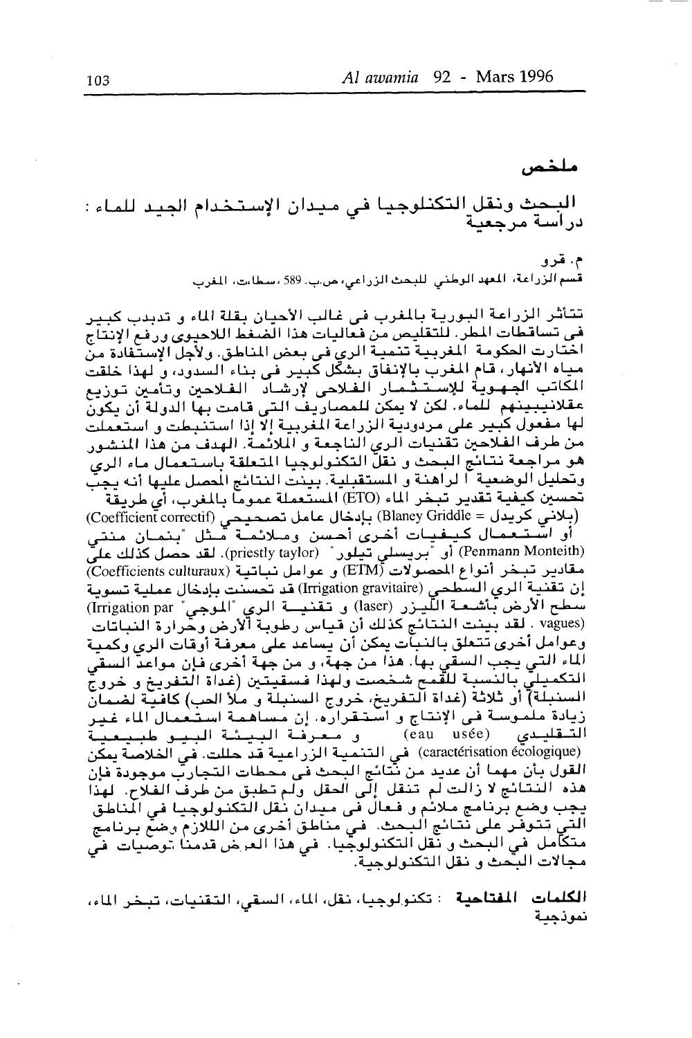# ملخص

## البحث ونقل التكنلوجيا في ميدان الإستخدام الجيد للماء : دراسة مرجعية

م. قرو

قسم الزراعة، المعهد الوطني للبحث الزراعي، ص.ب. 589 ،سطات، المغرب

تتأثر الزراعة البورية بالمغرب في غالب الأحيان بقلة الماء و تذبذب كبير في تساقطات المطر. للتقليص من فعاليات هذا الضغط اللاحيوي ورفع الإنتاج اختارت الحكومة المغربية تنمية الري في بعض المناطق. ولأجل الإستفادة من مياه الأنهار، قام المغرب بالإنفاق بشكل كبير في بناء السدود، و لهذا خلقت المكاتب الجهوية للإستثمار الفلاحي لإرشاد الفلاحين وتأمين توزيع عقلانيبينهم للماء. لكن لا يمكن للمصاريف التي قامت بها الدولة أن يكون لها مفعول كبير على مردودية الزراعة المغربية إلا إذا استنبطت و استعملت من طرف الفلاحين تقنيات الري الناجعة و الملائمة. الهدف من هذا المنشور هو مراجعة نتائج البحث و نقل التكنولوجيا المتعلقة باستعمال ماء الري وتحليل الوضعية الراهنة و المستقبلية. بينت النتائج المحصل عليها أنه يجب تحسين كيفية تقدير تبخر الماء (ETO) المستعملة عموماً بالمغرب، أي طريقة (بلاني كريدل = Blaney Griddle) بإدخال عامل تصحيحي (Coefficient correctif) أو استعمال كيفيات أخرى أحسن وملائمة مثل "بنمان منتي (Penmann Monteith) أو "بريسلي تيلور" (priestly taylor). لقد حصل كذلك على مقادير تبخر أنواع المحصولات (ETM) و عوامل نباتية (Coefficients culturaux) إن تقنية الري السطحي (Irrigation gravitaire) قد تحسنت بإدخال عملية تسوية سطح الأرض بأشعة الليزر (laser) و تقنية الري "الموجي" (Irrigation par vagues) . لقد بينت النتائج كذلك أن قياس رطوبة الأرض وحرارة النباتات وعوامل أخرى تتعلق بالنبات يمكن أن يساعد على معرفة أوقات الري وكمية الماء التي يجب السقي بها. هذا من جهة، و من جهة أخرى فإن مواعد السقي التكميلي بالنسبة للقمح شخصت ولهذا فسقيتين (غداة التفريخ و خروج السنبلة) أو ثلاثة (غداة التفريخ، خروج السنبلة و ملأ الحب) كافية لضمان زيادة ملموسة في الإنتاج و استقراره. إن مساهمة استعمال الماء غير التقليدي (eau usée) و معرفة البيئة البيو طبيعية (caractérisation écologique) في التنمية الزراعية قد حللت. في الخلاصة يمكن القول بأن مهما أن عديد من نتائج البحث في محطات التجارب موجودة فإن هذه النتائج لا زالت لم تنقل إلى الحقل ولم تطبق من طرف الفلاح. لهذا يجب وضع برنامج ملائم و فعال في ميدان نقل التكنولوجيا في المناطق التي تتوفر على نتائج البحث. في مناطق أخرى من اللازم وضع برنامج متكامل في البحث و نقل التكنولوجيا. في هذا العرض قدمنا توصيات في مجالات البحث و نقل التكنولوجية.

**الكلمات المفتاحية** : تكنولوجيا، نقل، الماء، السقي، التقنيات، تبخر الماء، نموذجية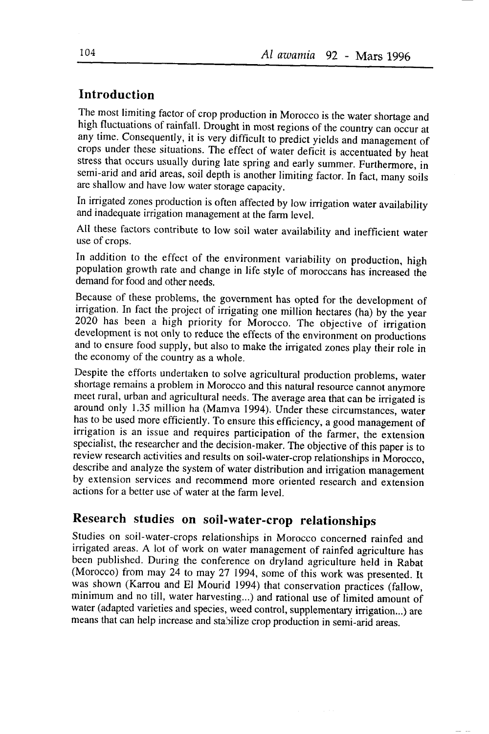## Introduction

The most limiting factor of crop production in Morocco is the water shortage and high fluctuations of rainfall. Drought in most regions of the country can occur at any time. Consequently, it is very difficult to predict yields and management of crops under these situations. The effect of water deficit is accentuated by heat stress that occurs usually during late spring and early summer. Furthermore, in semi-arid and arid areas, soil depth is another limiting factor. In fact, many soils are shallow and have low water storage capacity.

In irrigated zones production is often affected by low irrigation water availability and inadequate irrigation management at the farm level.

All these factors contribute to low soil water availability and inefficient water use of crops.

In addition to the effect of the environment variability on production, high population growth rate and change in life style of moroccans has increased the demand for food and other needs.

Because of these problems, the government has opted for the development of irrigation. In fact the project of irrigating one million hectares (ha) by the year 2020 has been a high priority for Morocco. The objective of irrigation development is not only to reduce the effects of the environment on productions and to ensure food supply, but also to make the irrigated zones play their role in the economy of the country as a whole.

Despite the efforts undertaken to solve agricultural production problems, water shortage remains a problem in Morocco and this natural resource cannot anymore meet rural, urban and agricultural needs. The average area that can be irrigated is around only 1.35 million ha (Mamva 1994). Under these circumstances, water has to be used more efficiently. To ensure this efficiency, a good management of irrigation is an issue and requires participation of the farmer, the extension specialist, the researcher and the decision-maker. The objective of this paper is to review research activities and results on soil-water-crop relationships in Morocco, describe and analyze the system of water distribution and irrigation management by extension services and recommend more oriented research and extension actions for a better use of water at the farm level.

## Research studies on soil-water-crop relationships

Studies on soil-water-crops relationships in Morocco concerned rainfed and irrigated areas. A lot of work on water management of rainfed agriculture has been published. During the conference on dryland agriculture held in Rabat (Morocco) from may 24 to may 27 1994, some of this work was presented. It was shown (Karrou and El Mourid 1994) that conservation practices (fallow, minimum and no till, water harvesting...) and rational use of limited amount of water (adapted varieties and species, weed control, supplementary irrigation...) are means that can help increase and stabilize crop production in semi-arid areas.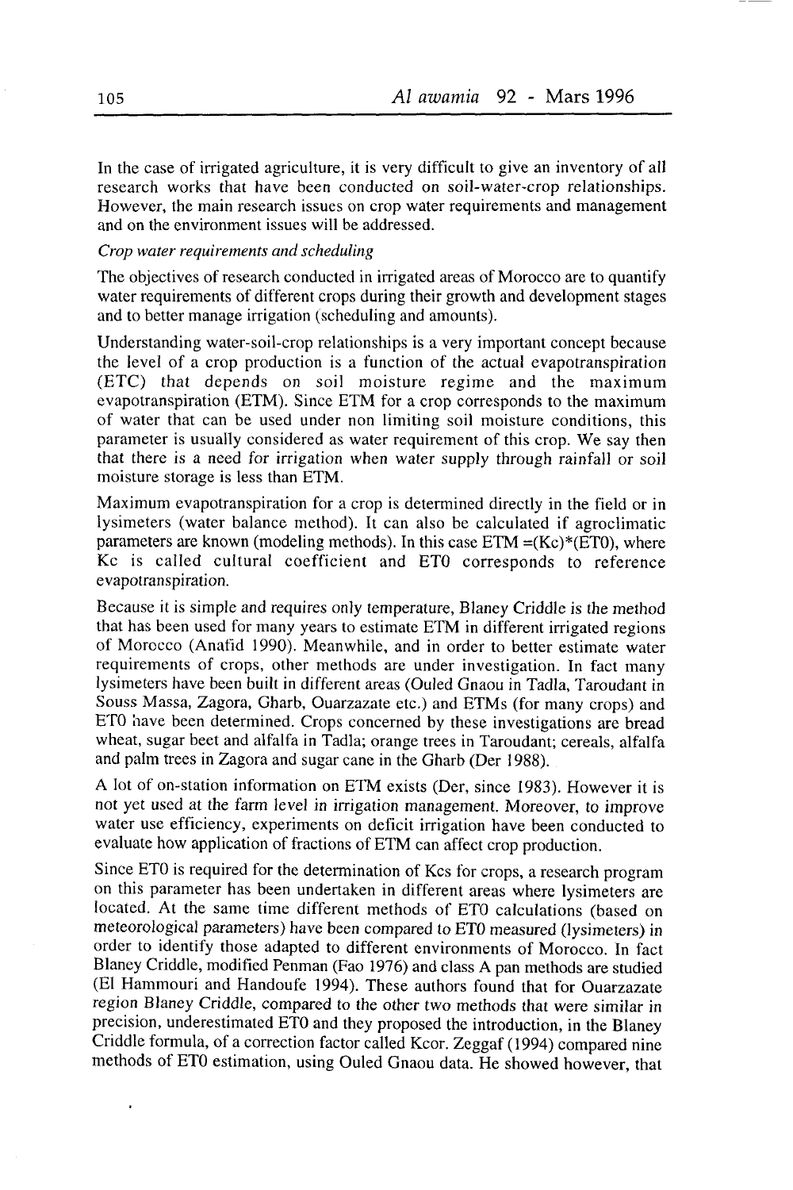In the case of irrigated agriculture, it is very difficult to give an inventory of all research works that have been conducted on soil-water-crop relationships. However, the main research issues on crop water requirements and management and on the environment issues will be addressed.

*Crop water requirements and scheduling*

The objectives of research conducted in irrigated areas of Morocco are to quantify water requirements of different crops during their growth and development stages and to better manage irrigation (scheduling and amounts).

Understanding water-soil-crop relationships is a very important concept because the level of a crop production is a function of the actual evapotranspiration (ETC) that depends on soil moisture regime and the maximum evapotranspiration (ETM). Since ETM for a crop corresponds to the maximum of water that can be used under non limiting soil moisture conditions, this parameter is usually considered as water requirement of this crop. We say then that there is a need for irrigation when water supply through rainfall or soil moisture storage is less than ETM.

Maximum evapotranspiration for a crop is determined directly in the field or in lysimeters (water balance method). It can also be calculated if agroclimatic parameters are known (modeling methods). In this case ETM =(Kc)*(ET0), where Kc is called cultural coefficient and ET0 corresponds to reference evapotranspiration.

Because it is simple and requires only temperature, Blaney Criddle is the method that has been used for many years to estimate ETM in different irrigated regions of Morocco (Anafid 1990). Meanwhile, and in order to better estimate water requirements of crops, other methods are under investigation. In fact many lysimeters have been built in different areas (Ouled Gnaou in Tadla, Taroudant in Souss Massa, Zagora, Gharb, Ouarzazate etc.) and ETMs (for many crops) and ET0 have been determined. Crops concerned by these investigations are bread wheat, sugar beet and alfalfa in Tadla; orange trees in Taroudant; cereals, alfalfa and palm trees in Zagora and sugar cane in the Gharb (Der 1988).

A lot of on-station information on ETM exists (Der, since 1983). However it is not yet used at the farm level in irrigation management. Moreover, to improve water use efficiency, experiments on deficit irrigation have been conducted to evaluate how application of fractions of ETM can affect crop production.

Since ET0 is required for the determination of Kcs for crops, a research program on this parameter has been undertaken in different areas where lysimeters are located. At the same time different methods of ET0 calculations (based on meteorological parameters) have been compared to ET0 measured (lysimeters) in order to identify those adapted to different environments of Morocco. In fact Blaney Criddle, modified Penman (Fao 1976) and class A pan methods are studied (El Hammouri and Handoufe 1994). These authors found that for Ouarzazate region Blaney Criddle, compared to the other two methods that were similar in precision, underestimated ET0 and they proposed the introduction, in the Blaney Criddle formula, of a correction factor called Kcor. Zeggaf (1994) compared nine methods of ET0 estimation, using Ouled Gnaou data. He showed however, that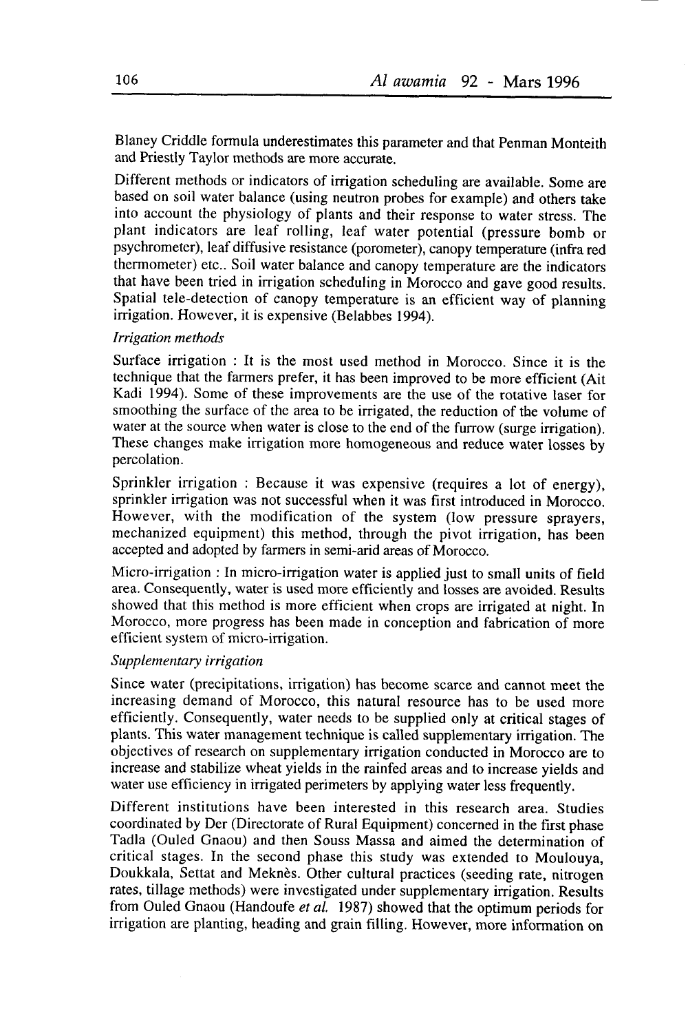Blaney Criddle formula underestimates this parameter and that Penman Monteith and Priestly Taylor methods are more accurate.

Different methods or indicators of irrigation scheduling are available. Some are based on soil water balance (using neutron probes for example) and others take into account the physiology of plants and their response to water stress. The plant indicators are leaf rolling, leaf water potential (pressure bomb or psychrometer), leaf diffusive resistance (porometer), canopy temperature (infra red thermometer) etc.. Soil water balance and canopy temperature are the indicators that have been tried in irrigation scheduling in Morocco and gave good results. Spatial tele-detection of canopy temperature is an efficient way of planning irrigation. However, it is expensive (Belabbes 1994).

*Irrigation methods*

Surface irrigation : It is the most used method in Morocco. Since it is the technique that the farmers prefer, it has been improved to be more efficient (Ait Kadi 1994). Some of these improvements are the use of the rotative laser for smoothing the surface of the area to be irrigated, the reduction of the volume of water at the source when water is close to the end of the furrow (surge irrigation). These changes make irrigation more homogeneous and reduce water losses by percolation.

Sprinkler irrigation : Because it was expensive (requires a lot of energy), sprinkler irrigation was not successful when it was first introduced in Morocco. However, with the modification of the system (low pressure sprayers, mechanized equipment) this method, through the pivot irrigation, has been accepted and adopted by farmers in semi-arid areas of Morocco.

Micro-irrigation : In micro-irrigation water is applied just to small units of field area. Consequently, water is used more efficiently and losses are avoided. Results showed that this method is more efficient when crops are irrigated at night. In Morocco, more progress has been made in conception and fabrication of more efficient system of micro-irrigation.

*Supplementary irrigation*

Since water (precipitations, irrigation) has become scarce and cannot meet the increasing demand of Morocco, this natural resource has to be used more efficiently. Consequently, water needs to be supplied only at critical stages of plants. This water management technique is called supplementary irrigation. The objectives of research on supplementary irrigation conducted in Morocco are to increase and stabilize wheat yields in the rainfed areas and to increase yields and water use efficiency in irrigated perimeters by applying water less frequently.

Different institutions have been interested in this research area. Studies coordinated by Der (Directorate of Rural Equipment) concerned in the first phase Tadla (Ouled Gnaou) and then Souss Massa and aimed the determination of critical stages. In the second phase this study was extended to Moulouya, Doukkala, Settat and Meknès. Other cultural practices (seeding rate, nitrogen rates, tillage methods) were investigated under supplementary irrigation. Results from Ouled Gnaou (Handoufe *et al.* 1987) showed that the optimum periods for irrigation are planting, heading and grain filling. However, more information on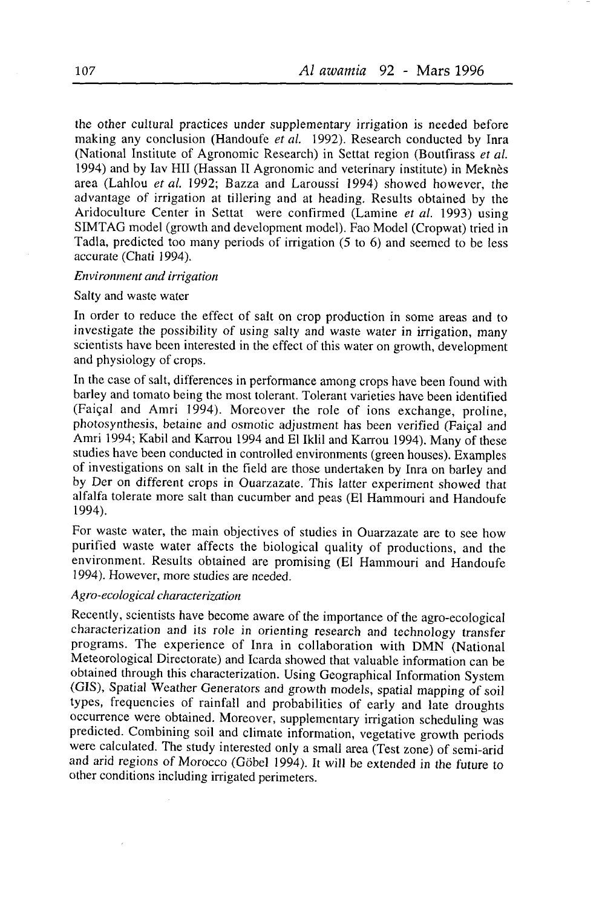the other cultural practices under supplementary irrigation is needed before making any conclusion (Handoufe *et al.* 1992). Research conducted by Inra (National Institute of Agronomic Research) in Settat region (Boutfirass *et al.* 1994) and by Iav HII (Hassan II Agronomic and veterinary institute) in Meknès area (Lahlou *et al.* 1992; Bazza and Laroussi 1994) showed however, the advantage of irrigation at tillering and at heading. Results obtained by the Aridoculture Center in Settat were confirmed (Lamine *et al.* 1993) using SIMTAG model (growth and development model). Fao Model (Cropwat) tried in Tadla, predicted too many periods of irrigation (5 to 6) and seemed to be less accurate (Chati 1994).

*Environment and irrigation*

Salty and waste water

In order to reduce the effect of salt on crop production in some areas and to investigate the possibility of using salty and waste water in irrigation, many scientists have been interested in the effect of this water on growth, development and physiology of crops.

In the case of salt, differences in performance among crops have been found with barley and tomato being the most tolerant. Tolerant varieties have been identified (Faiçal and Amri 1994). Moreover the role of ions exchange, proline, photosynthesis, betaine and osmotic adjustment has been verified (Faiçal and Amri 1994; Kabil and Karrou 1994 and El Iklil and Karrou 1994). Many of these studies have been conducted in controlled environments (green houses). Examples of investigations on salt in the field are those undertaken by Inra on barley and by Der on different crops in Ouarzazate. This latter experiment showed that alfalfa tolerate more salt than cucumber and peas (El Hammouri and Handoufe 1994).

For waste water, the main objectives of studies in Ouarzazate are to see how purified waste water affects the biological quality of productions, and the environment. Results obtained are promising (El Hammouri and Handoufe 1994). However, more studies are needed.

*Agro-ecological characterization*

Recently, scientists have become aware of the importance of the agro-ecological characterization and its role in orienting research and technology transfer programs. The experience of Inra in collaboration with DMN (National Meteorological Directorate) and Icarda showed that valuable information can be obtained through this characterization. Using Geographical Information System (GIS), Spatial Weather Generators and growth models, spatial mapping of soil types, frequencies of rainfall and probabilities of early and late droughts occurrence were obtained. Moreover, supplementary irrigation scheduling was predicted. Combining soil and climate information, vegetative growth periods were calculated. The study interested only a small area (Test zone) of semi-arid and arid regions of Morocco (Göbel 1994). It will be extended in the future to other conditions including irrigated perimeters.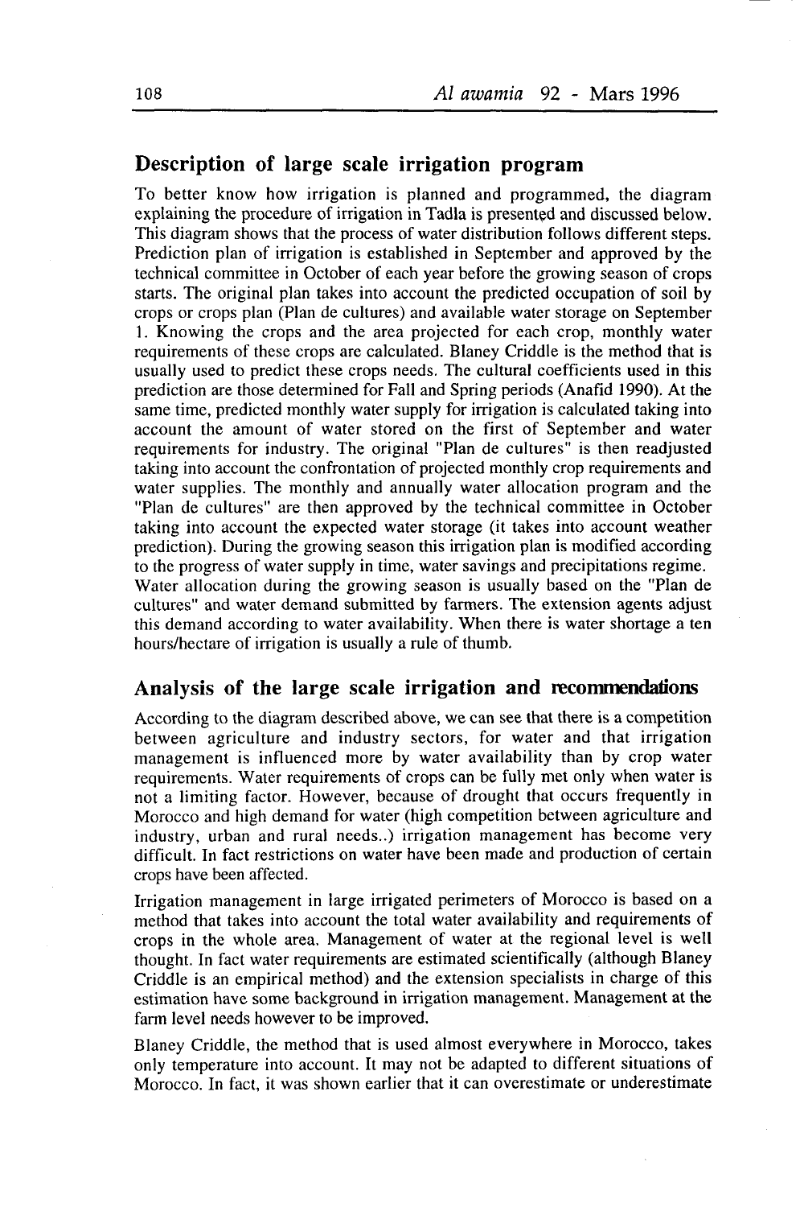## Description of large scale irrigation program

To better know how irrigation is planned and programmed, the diagram explaining the procedure of irrigation in Tadla is presented and discussed below. This diagram shows that the process of water distribution follows different steps. Prediction plan of irrigation is established in September and approved by the technical committee in October of each year before the growing season of crops starts. The original plan takes into account the predicted occupation of soil by crops or crops plan (Plan de cultures) and available water storage on September 1. Knowing the crops and the area projected for each crop, monthly water requirements of these crops are calculated. Blaney Criddle is the method that is usually used to predict these crops needs. The cultural coefficients used in this prediction are those determined for Fall and Spring periods (Anafid 1990). At the same time, predicted monthly water supply for irrigation is calculated taking into account the amount of water stored on the first of September and water requirements for industry. The original "Plan de cultures" is then readjusted taking into account the confrontation of projected monthly crop requirements and water supplies. The monthly and annually water allocation program and the "Plan de cultures" are then approved by the technical committee in October taking into account the expected water storage (it takes into account weather prediction). During the growing season this irrigation plan is modified according to the progress of water supply in time, water savings and precipitations regime. Water allocation during the growing season is usually based on the "Plan de cultures" and water demand submitted by farmers. The extension agents adjust this demand according to water availability. When there is water shortage a ten hours/hectare of irrigation is usually a rule of thumb.

## Analysis of the large scale irrigation and recommendations

According to the diagram described above, we can see that there is a competition between agriculture and industry sectors, for water and that irrigation management is influenced more by water availability than by crop water requirements. Water requirements of crops can be fully met only when water is not a limiting factor. However, because of drought that occurs frequently in Morocco and high demand for water (high competition between agriculture and industry, urban and rural needs..) irrigation management has become very difficult. In fact restrictions on water have been made and production of certain crops have been affected.

Irrigation management in large irrigated perimeters of Morocco is based on a method that takes into account the total water availability and requirements of crops in the whole area. Management of water at the regional level is well thought. In fact water requirements are estimated scientifically (although Blaney Criddle is an empirical method) and the extension specialists in charge of this estimation have some background in irrigation management. Management at the farm level needs however to be improved.

Blaney Criddle, the method that is used almost everywhere in Morocco, takes only temperature into account. It may not be adapted to different situations of Morocco. In fact, it was shown earlier that it can overestimate or underestimate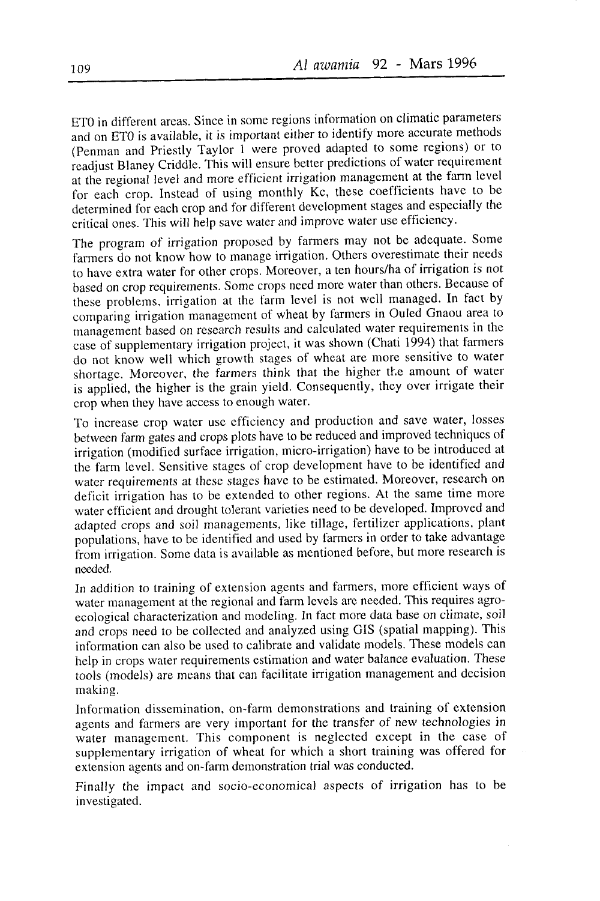ET0 in different areas. Since in some regions information on climatic parameters and on ET0 is available, it is important either to identify more accurate methods (Penman and Priestly Taylor 1 were proved adapted to some regions) or to readjust Blaney Criddle. This will ensure better predictions of water requirement at the regional level and more efficient irrigation management at the farm level for each crop. Instead of using monthly Kc, these coefficients have to be determined for each crop and for different development stages and especially the critical ones. This will help save water and improve water use efficiency.

The program of irrigation proposed by farmers may not be adequate. Some farmers do not know how to manage irrigation. Others overestimate their needs to have extra water for other crops. Moreover, a ten hours/ha of irrigation is not based on crop requirements. Some crops need more water than others. Because of these problems, irrigation at the farm level is not well managed. In fact by comparing irrigation management of wheat by farmers in Ouled Gnaou area to management based on research results and calculated water requirements in the case of supplementary irrigation project, it was shown (Chati 1994) that farmers do not know well which growth stages of wheat are more sensitive to water shortage. Moreover, the farmers think that the higher the amount of water is applied, the higher is the grain yield. Consequently, they over irrigate their crop when they have access to enough water.

To increase crop water use efficiency and production and save water, losses between farm gates and crops plots have to be reduced and improved techniques of irrigation (modified surface irrigation, micro-irrigation) have to be introduced at the farm level. Sensitive stages of crop development have to be identified and water requirements at these stages have to be estimated. Moreover, research on deficit irrigation has to be extended to other regions. At the same time more water efficient and drought tolerant varieties need to be developed. Improved and adapted crops and soil managements, like tillage, fertilizer applications, plant populations, have to be identified and used by farmers in order to take advantage from irrigation. Some data is available as mentioned before, but more research is needed.

In addition to training of extension agents and farmers, more efficient ways of water management at the regional and farm levels are needed. This requires agro-ecological characterization and modeling. In fact more data base on climate, soil and crops need to be collected and analyzed using GIS (spatial mapping). This information can also be used to calibrate and validate models. These models can help in crops water requirements estimation and water balance evaluation. These tools (models) are means that can facilitate irrigation management and decision making.

Information dissemination, on-farm demonstrations and training of extension agents and farmers are very important for the transfer of new technologies in water management. This component is neglected except in the case of supplementary irrigation of wheat for which a short training was offered for extension agents and on-farm demonstration trial was conducted.

Finally the impact and socio-economical aspects of irrigation has to be investigated.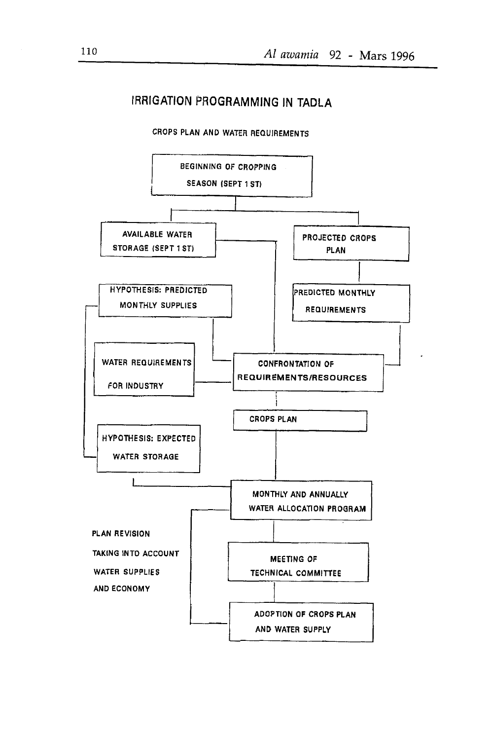## IRRIGATION PROGRAMMING IN TADLA

CROPS PLAN AND WATER REQUIREMENTS

BEGINNING OF CROPPING SEASON (SEPT 1 ST)

AVAILABLE WATER STORAGE (SEPT 1 ST)

PROJECTED CROPS PLAN

HYPOTHESIS: PREDICTED MONTHLY SUPPLIES

PREDICTED MONTHLY REQUIREMENTS

WATER REQUIREMENTS FOR INDUSTRY

CONFRONTATION OF REQUIREMENTS/RESOURCES

CROPS PLAN

HYPOTHESIS: EXPECTED WATER STORAGE

MONTHLY AND ANNUALLY WATER ALLOCATION PROGRAM

PLAN REVISION TAKING INTO ACCOUNT WATER SUPPLIES AND ECONOMY

MEETING OF TECHNICAL COMMITTEE

ADOPTION OF CROPS PLAN AND WATER SUPPLY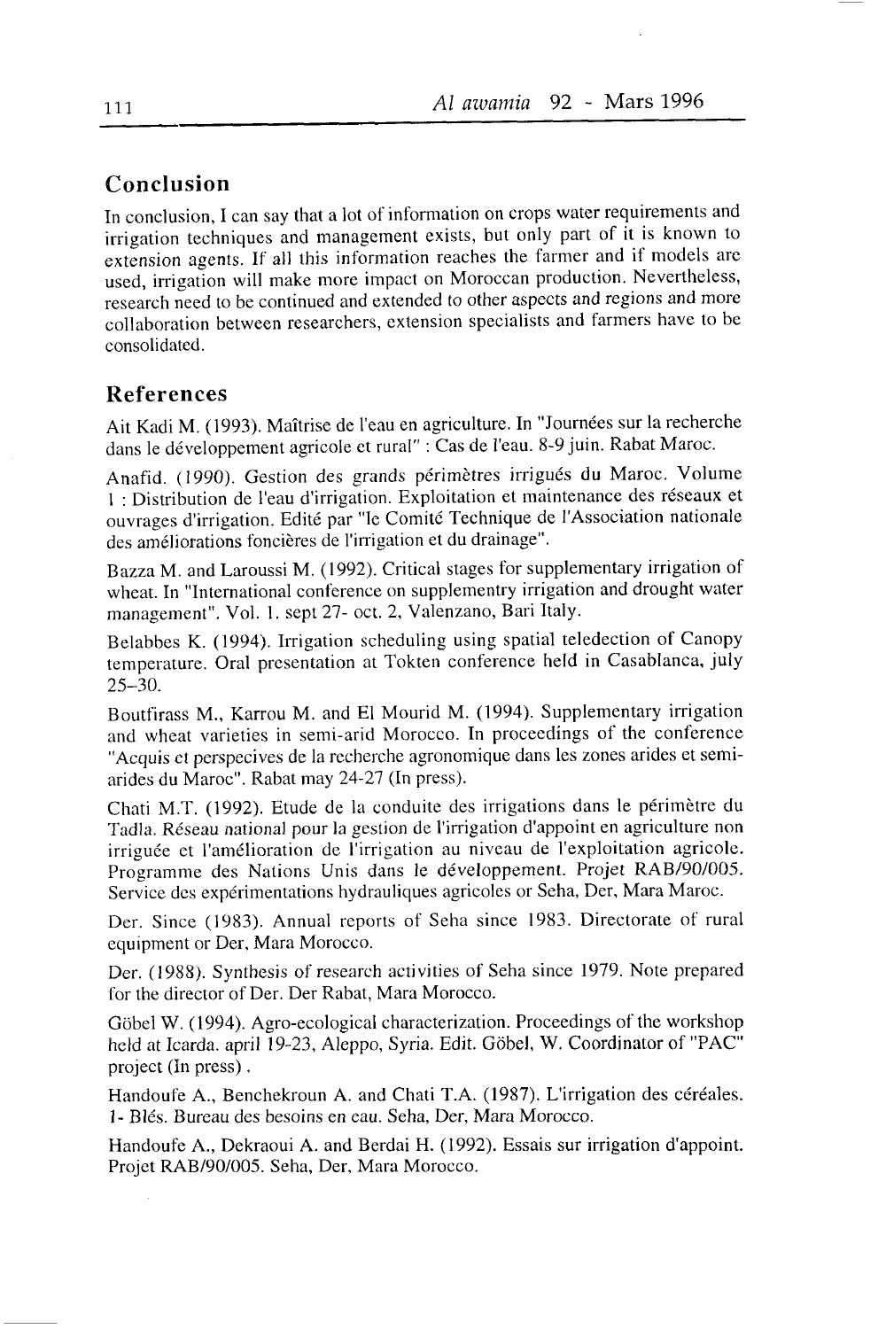## Conclusion

In conclusion, I can say that a lot of information on crops water requirements and irrigation techniques and management exists, but only part of it is known to extension agents. If all this information reaches the farmer and if models are used, irrigation will make more impact on Moroccan production. Nevertheless, research need to be continued and extended to other aspects and regions and more collaboration between researchers, extension specialists and farmers have to be consolidated.

## References

Ait Kadi M. (1993). Maîtrise de l'eau en agriculture. In "Journées sur la recherche dans le développement agricole et rural" : Cas de l'eau. 8-9 juin. Rabat Maroc.

Anafid. (1990). Gestion des grands périmètres irrigués du Maroc. Volume 1 : Distribution de l'eau d'irrigation. Exploitation et maintenance des réseaux et ouvrages d'irrigation. Edité par "le Comité Technique de l'Association nationale des améliorations foncières de l'irrigation et du drainage".

Bazza M. and Laroussi M. (1992). Critical stages for supplementary irrigation of wheat. In "International conference on supplementry irrigation and drought water management". Vol. 1. sept 27- oct. 2, Valenzano, Bari Italy.

Belabbes K. (1994). Irrigation scheduling using spatial teledection of Canopy temperature. Oral presentation at Tokten conference held in Casablanca, july 25–30.

Boutfirass M., Karrou M. and El Mourid M. (1994). Supplementary irrigation and wheat varieties in semi-arid Morocco. In proceedings of the conference "Acquis et perspecives de la recherche agronomique dans les zones arides et semi-arides du Maroc". Rabat may 24-27 (In press).

Chati M.T. (1992). Etude de la conduite des irrigations dans le périmètre du Tadla. Réseau national pour la gestion de l'irrigation d'appoint en agriculture non irriguée et l'amélioration de l'irrigation au niveau de l'exploitation agricole. Programme des Nations Unis dans le développement. Projet RAB/90/005. Service des expérimentations hydrauliques agricoles or Seha, Der, Mara Maroc.

Der. Since (1983). Annual reports of Seha since 1983. Directorate of rural equipment or Der, Mara Morocco.

Der. (1988). Synthesis of research activities of Seha since 1979. Note prepared for the director of Der. Der Rabat, Mara Morocco.

Göbel W. (1994). Agro-ecological characterization. Proceedings of the workshop held at Icarda. april 19-23, Aleppo, Syria. Edit. Göbel, W. Coordinator of "PAC" project (In press).

Handoufe A., Benchekroun A. and Chati T.A. (1987). L'irrigation des céréales. 1- Blés. Bureau des besoins en eau. Seha, Der, Mara Morocco.

Handoufe A., Dekraoui A. and Berdai H. (1992). Essais sur irrigation d'appoint. Projet RAB/90/005. Seha, Der, Mara Morocco.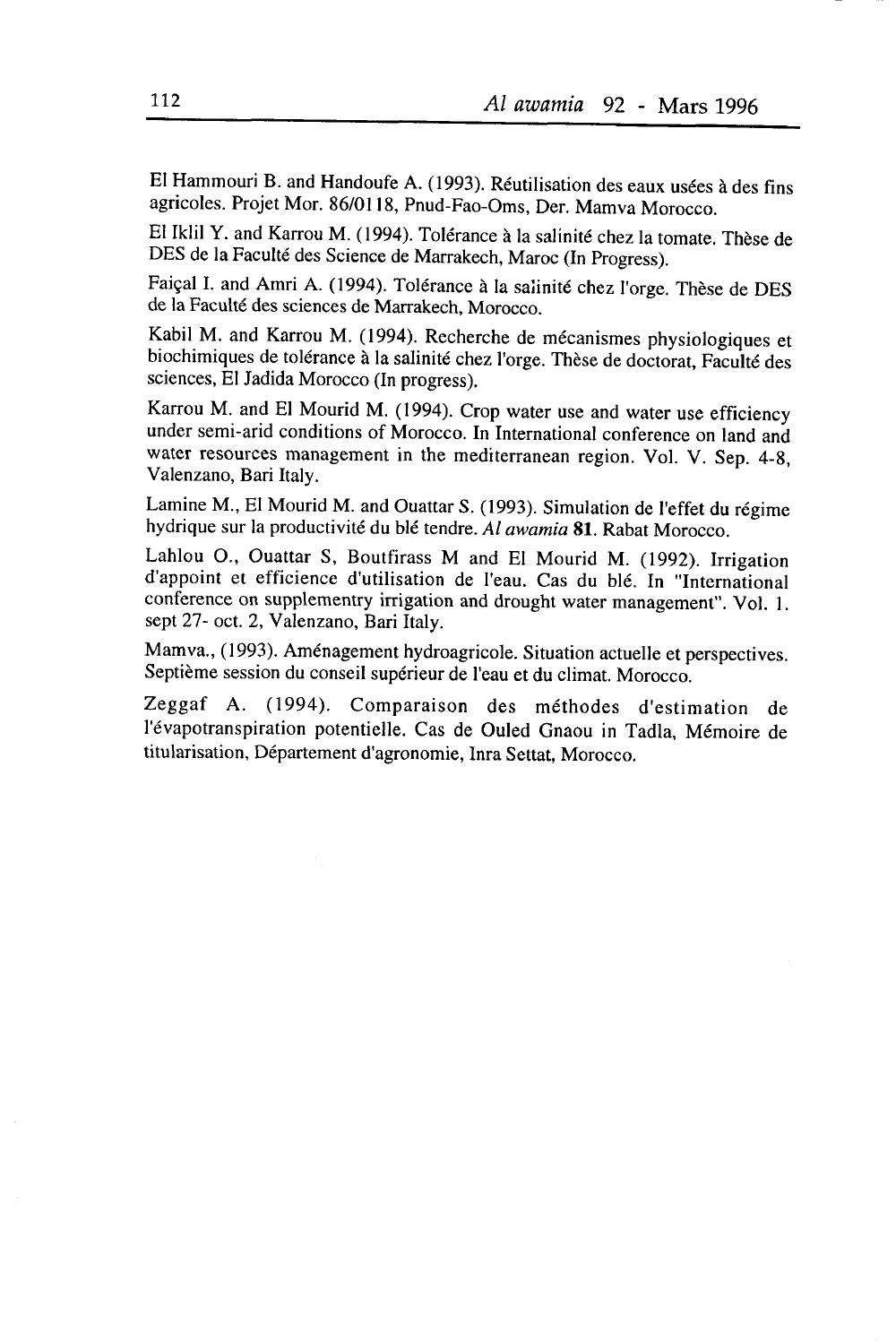El Hammouri B. and Handoufe A. (1993). Réutilisation des eaux usées à des fins agricoles. Projet Mor. 86/0118, Pnud-Fao-Oms, Der. Mamva Morocco.

El Iklil Y. and Karrou M. (1994). Tolérance à la salinité chez la tomate. Thèse de DES de la Faculté des Science de Marrakech, Maroc (In Progress).

Faiçal I. and Amri A. (1994). Tolérance à la salinité chez l'orge. Thèse de DES de la Faculté des sciences de Marrakech, Morocco.

Kabil M. and Karrou M. (1994). Recherche de mécanismes physiologiques et biochimiques de tolérance à la salinité chez l'orge. Thèse de doctorat, Faculté des sciences, El Jadida Morocco (In progress).

Karrou M. and El Mourid M. (1994). Crop water use and water use efficiency under semi-arid conditions of Morocco. In International conference on land and water resources management in the mediterranean region. Vol. V. Sep. 4-8, Valenzano, Bari Italy.

Lamine M., El Mourid M. and Ouattar S. (1993). Simulation de l'effet du régime hydrique sur la productivité du blé tendre. *Al awamia* **81**. Rabat Morocco.

Lahlou O., Ouattar S, Boutfirass M and El Mourid M. (1992). Irrigation d'appoint et efficience d'utilisation de l'eau. Cas du blé. In "International conference on supplementry irrigation and drought water management". Vol. 1. sept 27- oct. 2, Valenzano, Bari Italy.

Mamva., (1993). Aménagement hydroagricole. Situation actuelle et perspectives. Septième session du conseil supérieur de l'eau et du climat. Morocco.

Zeggaf A. (1994). Comparaison des méthodes d'estimation de l'évapotranspiration potentielle. Cas de Ouled Gnaou in Tadla, Mémoire de titularisation, Département d'agronomie, Inra Settat, Morocco.